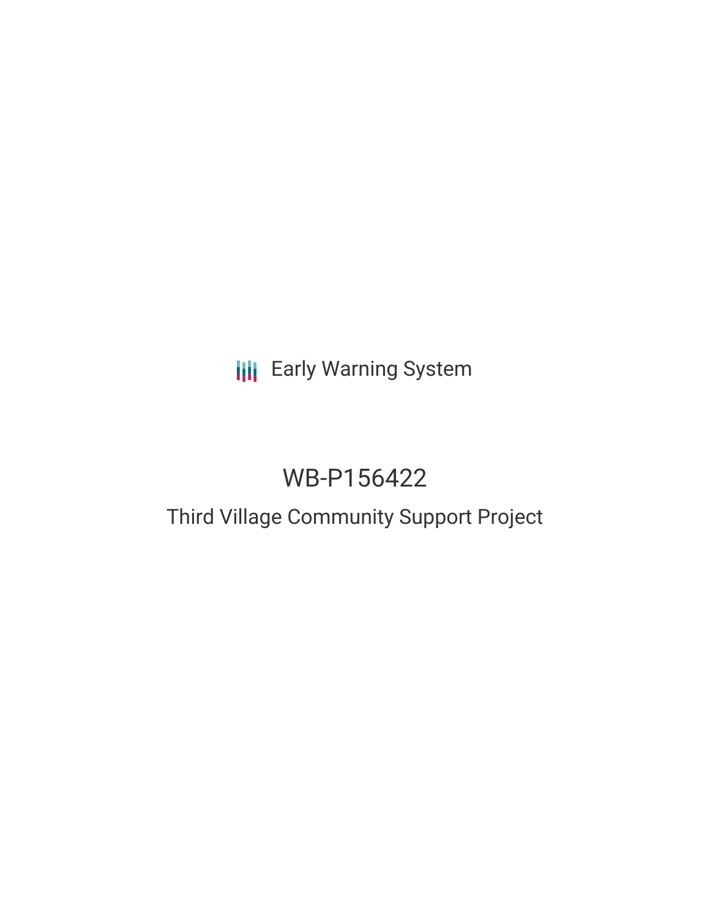Early Warning System

# WB-P156422

## Third Village Community Support Project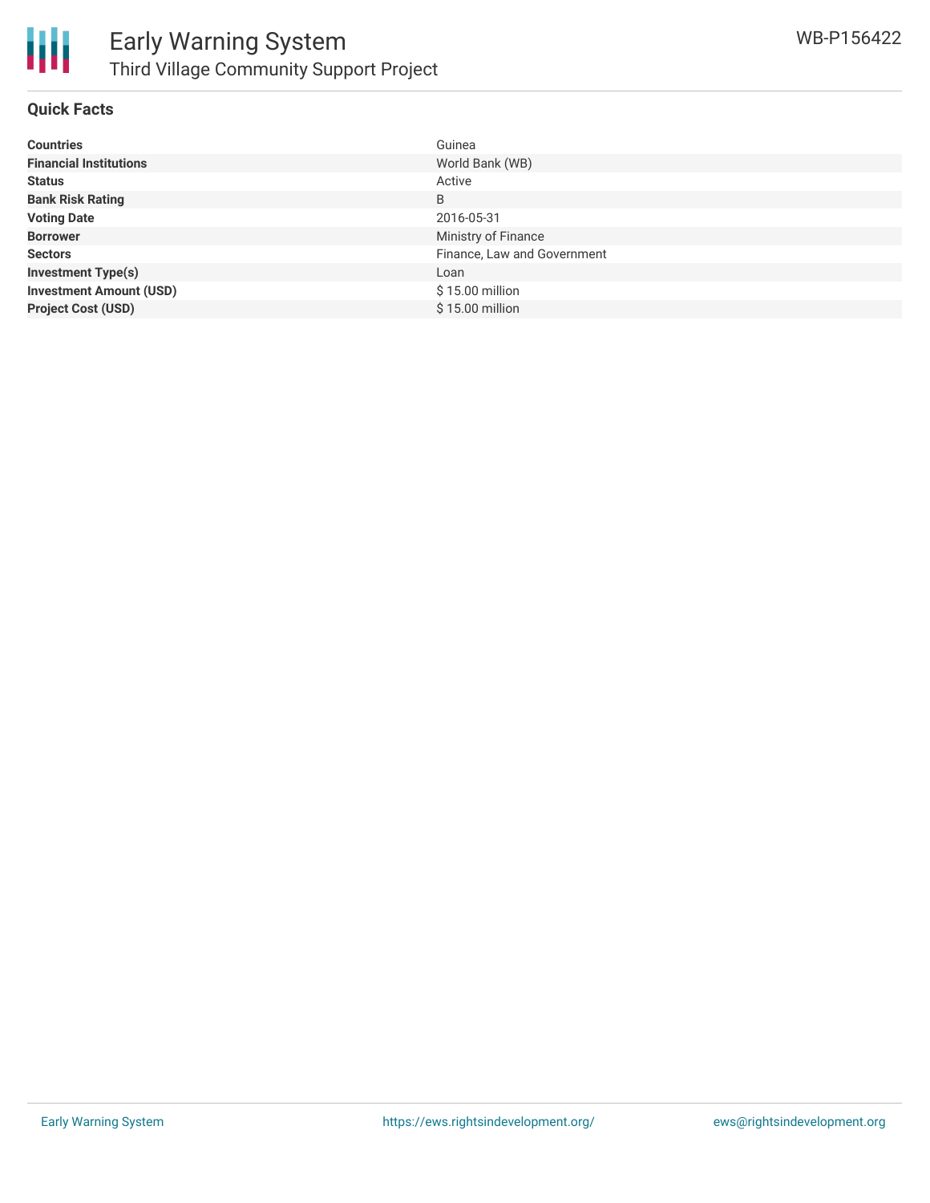# Early Warning System

## Third Village Community Support Project

WB-P156422

### Quick Facts

| | |
|---|---|
| **Countries** | Guinea |
| **Financial Institutions** | World Bank (WB) |
| **Status** | Active |
| **Bank Risk Rating** | B |
| **Voting Date** | 2016-05-31 |
| **Borrower** | Ministry of Finance |
| **Sectors** | Finance, Law and Government |
| **Investment Type(s)** | Loan |
| **Investment Amount (USD)** | $ 15.00 million |
| **Project Cost (USD)** | $ 15.00 million |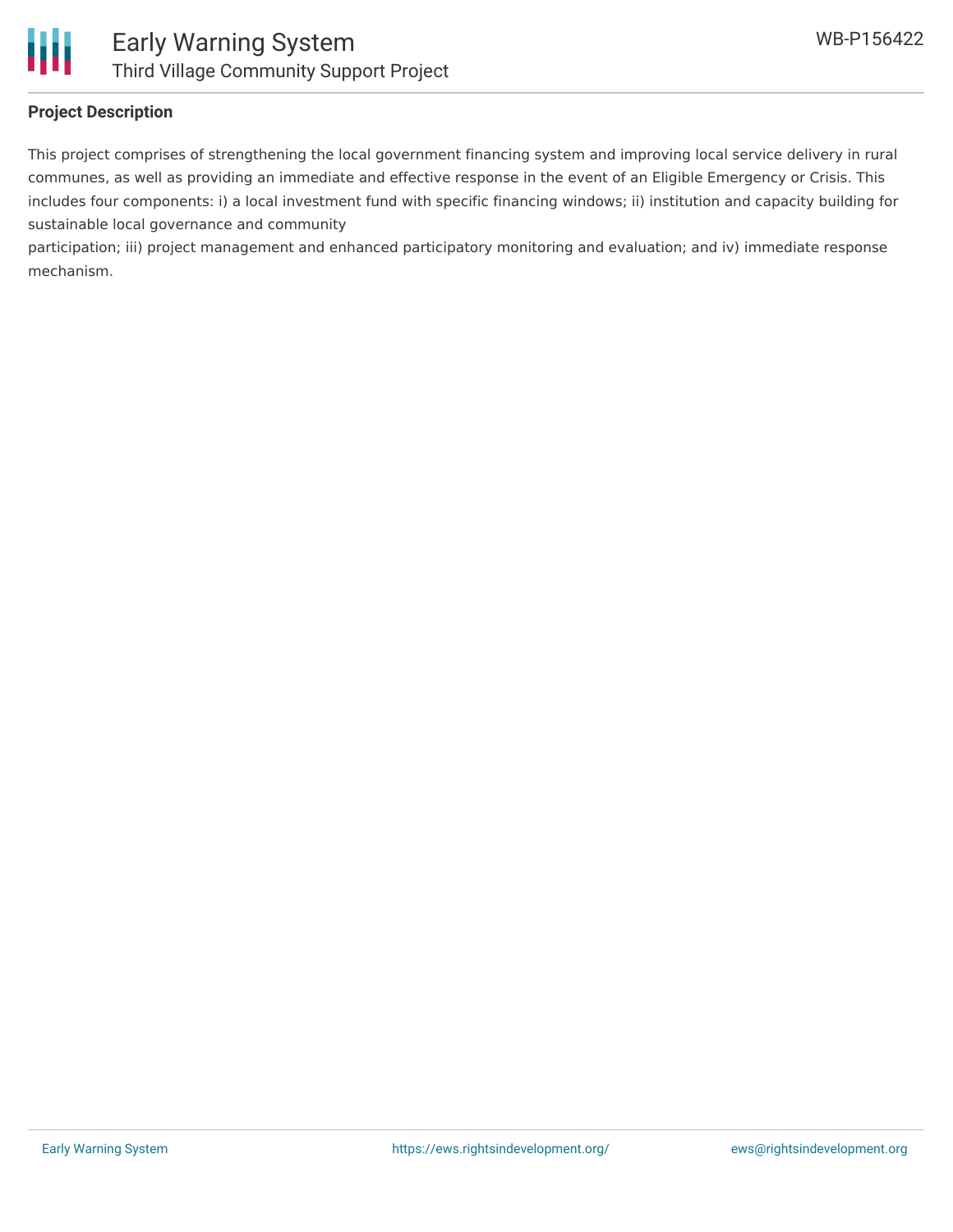## Project Description

This project comprises of strengthening the local government financing system and improving local service delivery in rural communes, as well as providing an immediate and effective response in the event of an Eligible Emergency or Crisis. This includes four components: i) a local investment fund with specific financing windows; ii) institution and capacity building for sustainable local governance and community participation; iii) project management and enhanced participatory monitoring and evaluation; and iv) immediate response mechanism.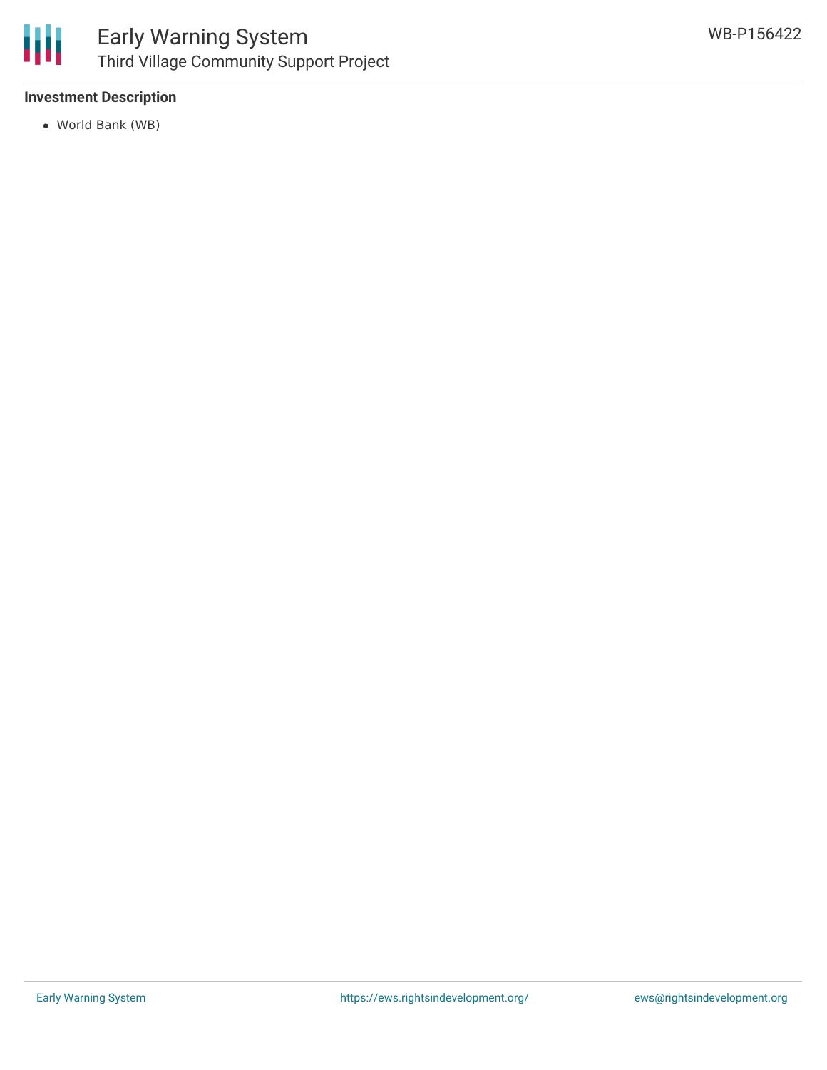**Investment Description**

- World Bank (WB)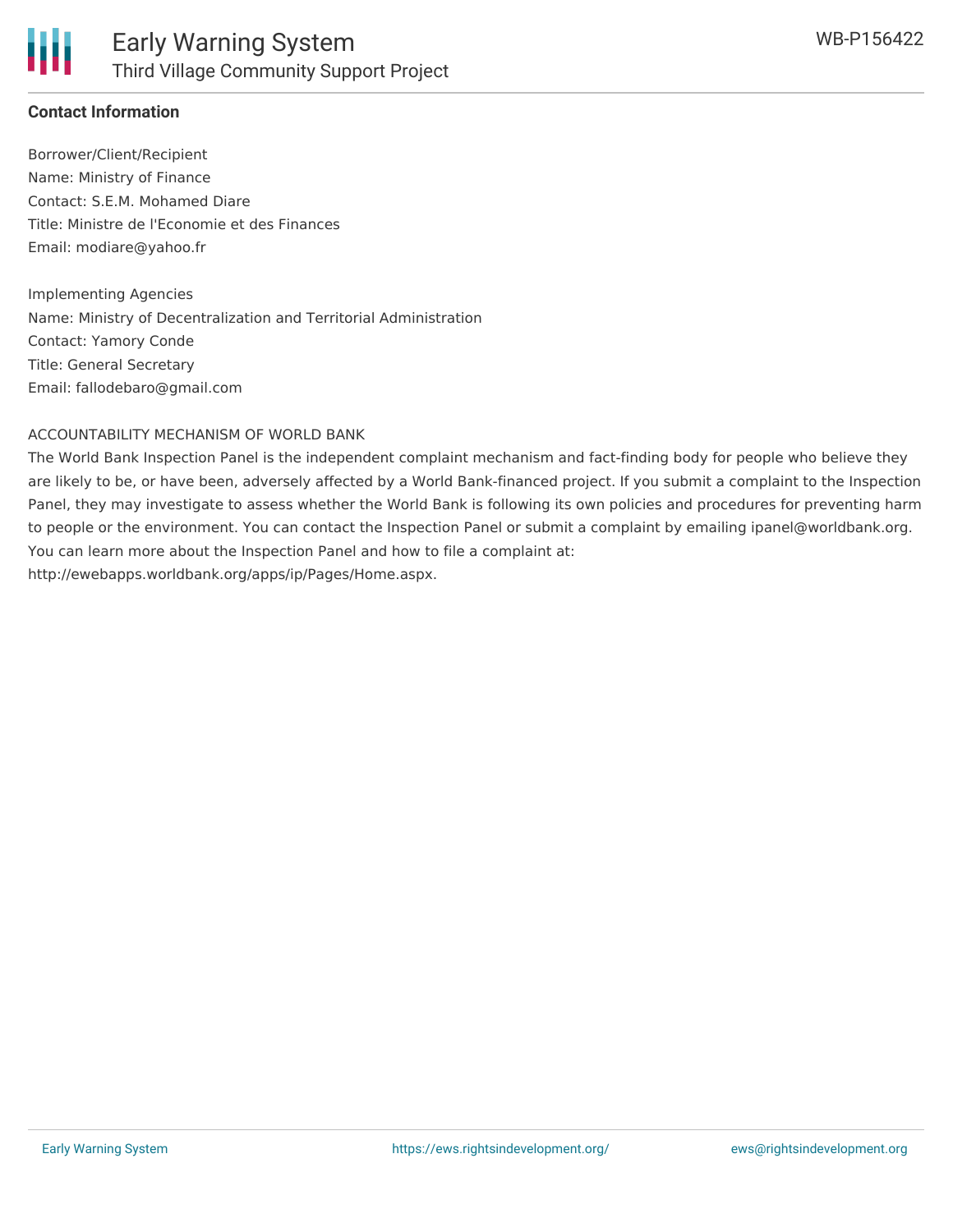## Contact Information

Borrower/Client/Recipient
Name: Ministry of Finance
Contact: S.E.M. Mohamed Diare
Title: Ministre de l'Economie et des Finances
Email: modiare@yahoo.fr

Implementing Agencies
Name: Ministry of Decentralization and Territorial Administration
Contact: Yamory Conde
Title: General Secretary
Email: fallodebaro@gmail.com

ACCOUNTABILITY MECHANISM OF WORLD BANK
The World Bank Inspection Panel is the independent complaint mechanism and fact-finding body for people who believe they are likely to be, or have been, adversely affected by a World Bank-financed project. If you submit a complaint to the Inspection Panel, they may investigate to assess whether the World Bank is following its own policies and procedures for preventing harm to people or the environment. You can contact the Inspection Panel or submit a complaint by emailing ipanel@worldbank.org. You can learn more about the Inspection Panel and how to file a complaint at: http://ewebapps.worldbank.org/apps/ip/Pages/Home.aspx.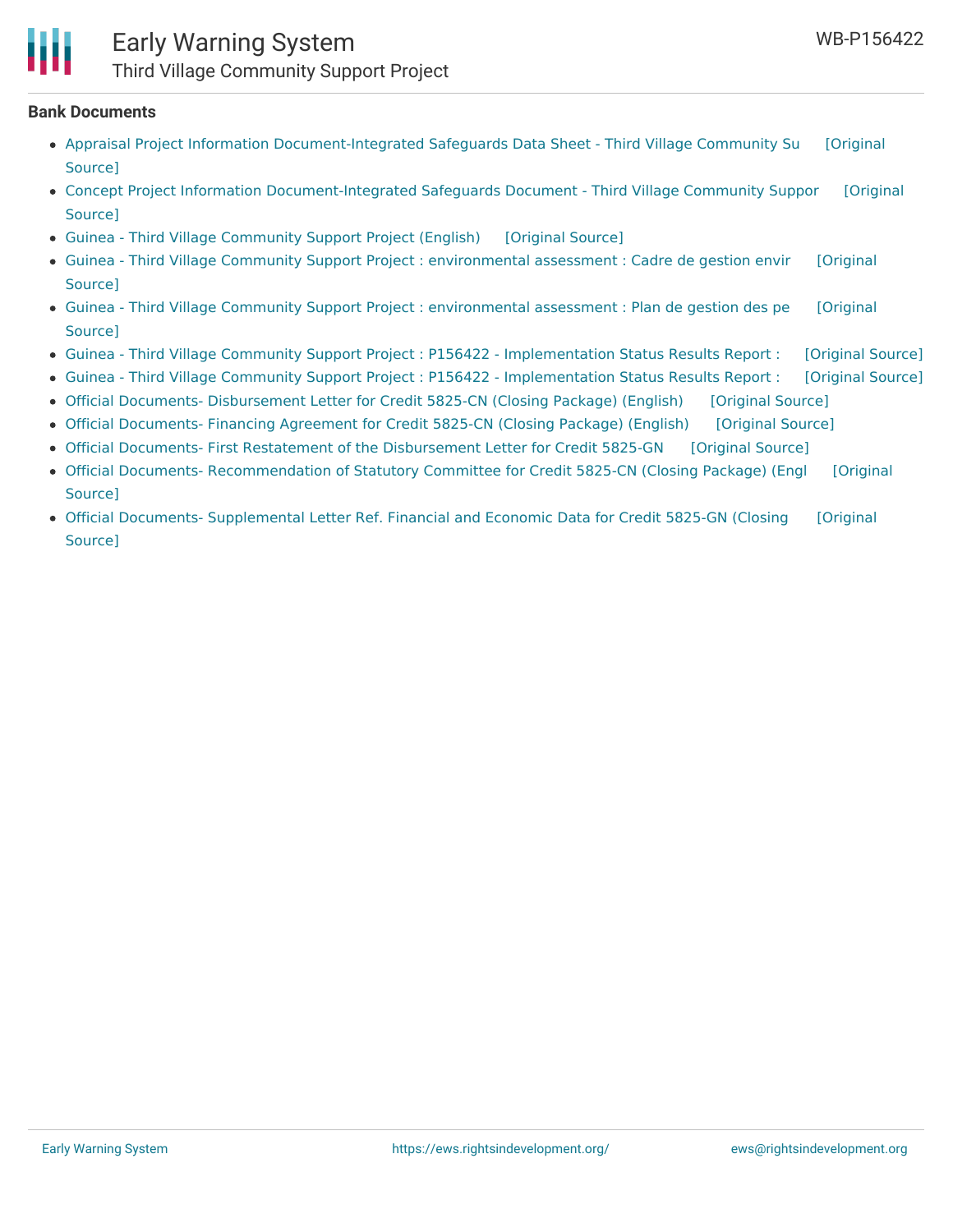**Bank Documents**

- Appraisal Project Information Document-Integrated Safeguards Data Sheet - Third Village Community Su [Original Source]
- Concept Project Information Document-Integrated Safeguards Document - Third Village Community Suppor [Original Source]
- Guinea - Third Village Community Support Project (English) [Original Source]
- Guinea - Third Village Community Support Project : environmental assessment : Cadre de gestion envir [Original Source]
- Guinea - Third Village Community Support Project : environmental assessment : Plan de gestion des pe [Original Source]
- Guinea - Third Village Community Support Project : P156422 - Implementation Status Results Report : [Original Source]
- Guinea - Third Village Community Support Project : P156422 - Implementation Status Results Report : [Original Source]
- Official Documents- Disbursement Letter for Credit 5825-CN (Closing Package) (English) [Original Source]
- Official Documents- Financing Agreement for Credit 5825-CN (Closing Package) (English) [Original Source]
- Official Documents- First Restatement of the Disbursement Letter for Credit 5825-GN [Original Source]
- Official Documents- Recommendation of Statutory Committee for Credit 5825-CN (Closing Package) (Engl [Original Source]
- Official Documents- Supplemental Letter Ref. Financial and Economic Data for Credit 5825-GN (Closing [Original Source]